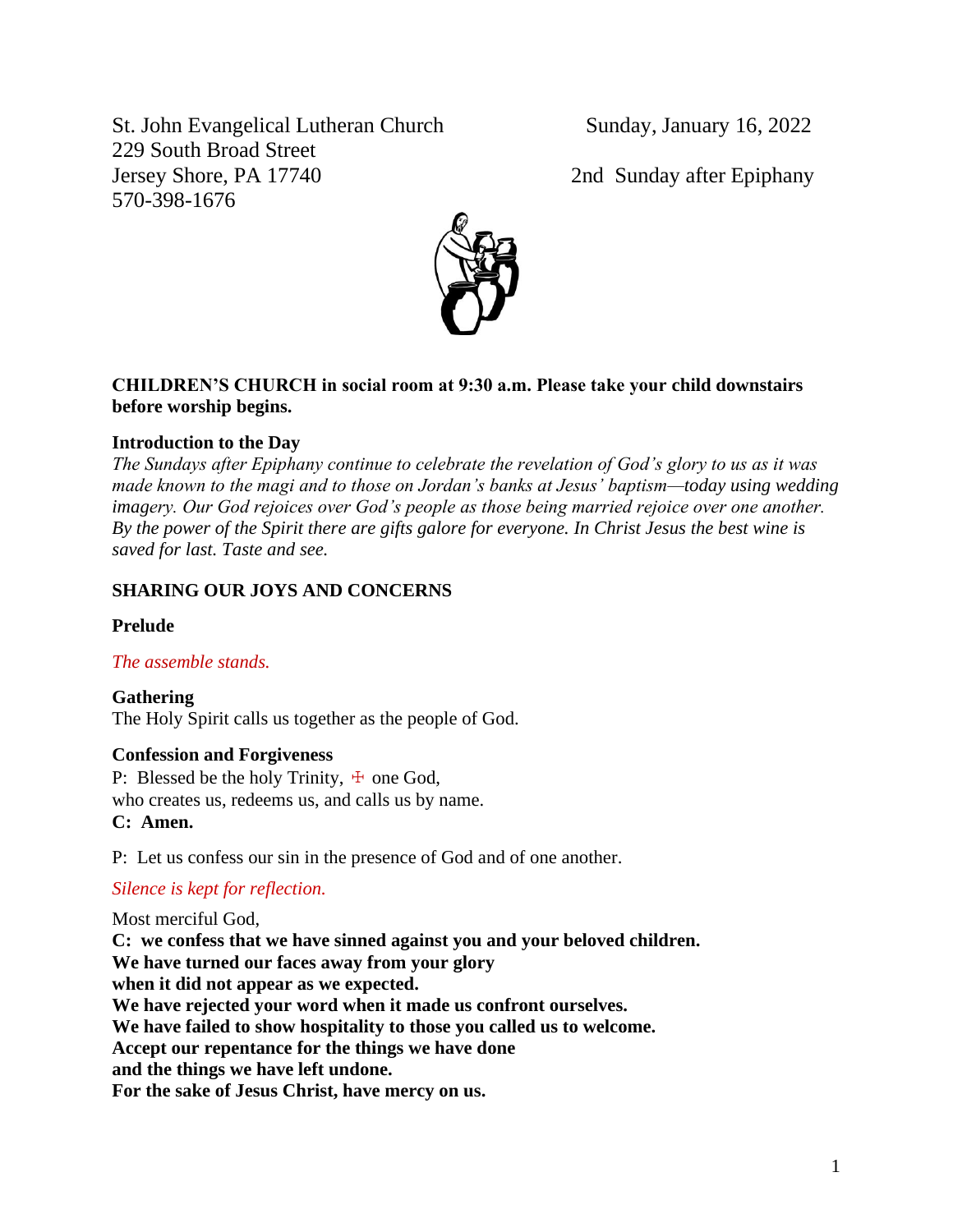St. John Evangelical Lutheran Church
229 South Broad Street
Jersey Shore, PA 17740
570-398-1676

Sunday, January 16, 2022

2nd Sunday after Epiphany

**CHILDREN'S CHURCH in social room at 9:30 a.m. Please take your child downstairs before worship begins.**

**Introduction to the Day**

*The Sundays after Epiphany continue to celebrate the revelation of God's glory to us as it was made known to the magi and to those on Jordan's banks at Jesus' baptism—today using wedding imagery. Our God rejoices over God's people as those being married rejoice over one another. By the power of the Spirit there are gifts galore for everyone. In Christ Jesus the best wine is saved for last. Taste and see.*

**SHARING OUR JOYS AND CONCERNS**

**Prelude**

*The assemble stands.*

**Gathering**

The Holy Spirit calls us together as the people of God.

**Confession and Forgiveness**

P: Blessed be the holy Trinity, ☩ one God,
who creates us, redeems us, and calls us by name.
**C: Amen.**

P: Let us confess our sin in the presence of God and of one another.

*Silence is kept for reflection.*

Most merciful God,
**C: we confess that we have sinned against you and your beloved children.**
**We have turned our faces away from your glory**
**when it did not appear as we expected.**
**We have rejected your word when it made us confront ourselves.**
**We have failed to show hospitality to those you called us to welcome.**
**Accept our repentance for the things we have done**
**and the things we have left undone.**
**For the sake of Jesus Christ, have mercy on us.**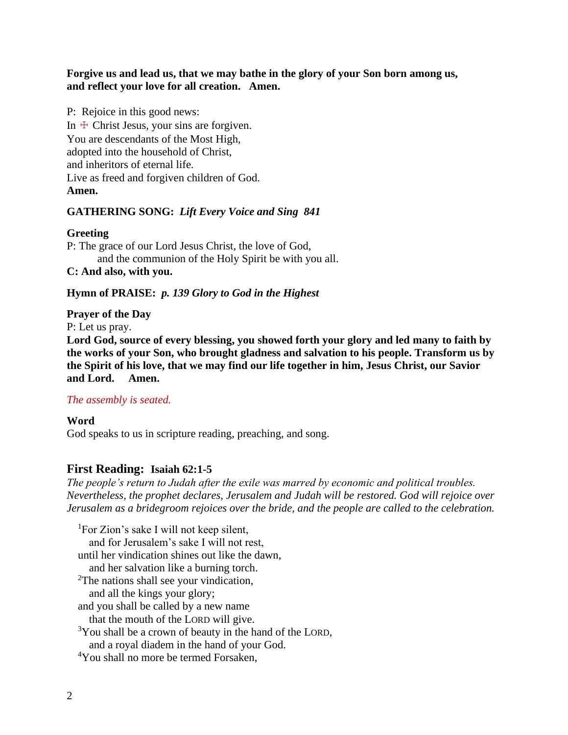**Forgive us and lead us, that we may bathe in the glory of your Son born among us, and reflect your love for all creation. Amen.**

P: Rejoice in this good news:
In ☩ Christ Jesus, your sins are forgiven.
You are descendants of the Most High,
adopted into the household of Christ,
and inheritors of eternal life.
Live as freed and forgiven children of God.
**Amen.**

**GATHERING SONG:** ***Lift Every Voice and Sing 841***

**Greeting**
P: The grace of our Lord Jesus Christ, the love of God,
and the communion of the Holy Spirit be with you all.
**C: And also, with you.**

**Hymn of PRAISE:** ***p. 139 Glory to God in the Highest***

**Prayer of the Day**
P: Let us pray.
**Lord God, source of every blessing, you showed forth your glory and led many to faith by the works of your Son, who brought gladness and salvation to his people. Transform us by the Spirit of his love, that we may find our life together in him, Jesus Christ, our Savior and Lord. Amen.**

*The assembly is seated.*

**Word**
God speaks to us in scripture reading, preaching, and song.

## First Reading: Isaiah 62:1-5

*The people's return to Judah after the exile was marred by economic and political troubles. Nevertheless, the prophet declares, Jerusalem and Judah will be restored. God will rejoice over Jerusalem as a bridegroom rejoices over the bride, and the people are called to the celebration.*

[1]For Zion's sake I will not keep silent,
and for Jerusalem's sake I will not rest,
until her vindication shines out like the dawn,
and her salvation like a burning torch.
[2]The nations shall see your vindication,
and all the kings your glory;
and you shall be called by a new name
that the mouth of the LORD will give.
[3]You shall be a crown of beauty in the hand of the LORD,
and a royal diadem in the hand of your God.
[4]You shall no more be termed Forsaken,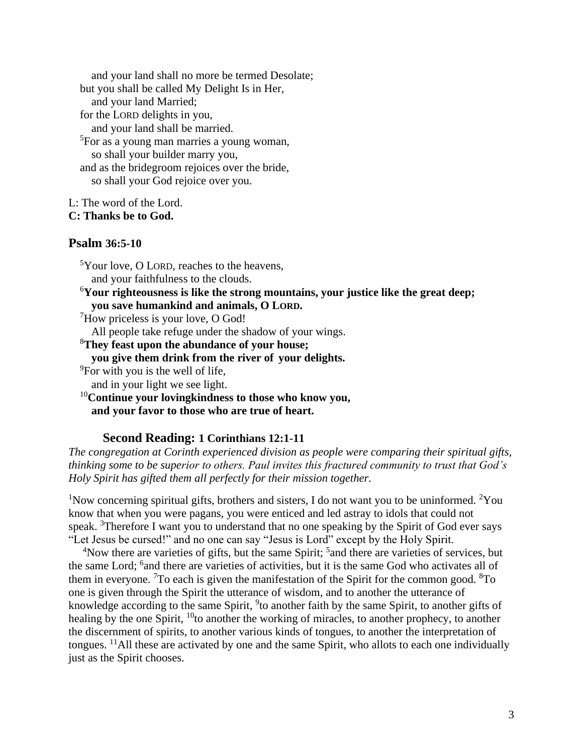and your land shall no more be termed Desolate;
but you shall be called My Delight Is in Her,
and your land Married;
for the LORD delights in you,
and your land shall be married.
[5]For as a young man marries a young woman,
so shall your builder marry you,
and as the bridegroom rejoices over the bride,
so shall your God rejoice over you.

L: The word of the Lord.
**C: Thanks be to God.**

## Psalm 36:5-10

[5]Your love, O LORD, reaches to the heavens,
and your faithfulness to the clouds.
[6]**Your righteousness is like the strong mountains, your justice like the great deep;
you save humankind and animals, O LORD.**
[7]How priceless is your love, O God!
All people take refuge under the shadow of your wings.
[8]**They feast upon the abundance of your house;
you give them drink from the river of your delights.**
[9]For with you is the well of life,
and in your light we see light.
[10]**Continue your lovingkindness to those who know you,
and your favor to those who are true of heart.**

## Second Reading: 1 Corinthians 12:1-11

*The congregation at Corinth experienced division as people were comparing their spiritual gifts, thinking some to be superior to others. Paul invites this fractured community to trust that God's Holy Spirit has gifted them all perfectly for their mission together.*

[1]Now concerning spiritual gifts, brothers and sisters, I do not want you to be uninformed. [2]You know that when you were pagans, you were enticed and led astray to idols that could not speak. [3]Therefore I want you to understand that no one speaking by the Spirit of God ever says "Let Jesus be cursed!" and no one can say "Jesus is Lord" except by the Holy Spirit.

[4]Now there are varieties of gifts, but the same Spirit; [5]and there are varieties of services, but the same Lord; [6]and there are varieties of activities, but it is the same God who activates all of them in everyone. [7]To each is given the manifestation of the Spirit for the common good. [8]To one is given through the Spirit the utterance of wisdom, and to another the utterance of knowledge according to the same Spirit, [9]to another faith by the same Spirit, to another gifts of healing by the one Spirit, [10]to another the working of miracles, to another prophecy, to another the discernment of spirits, to another various kinds of tongues, to another the interpretation of tongues. [11]All these are activated by one and the same Spirit, who allots to each one individually just as the Spirit chooses.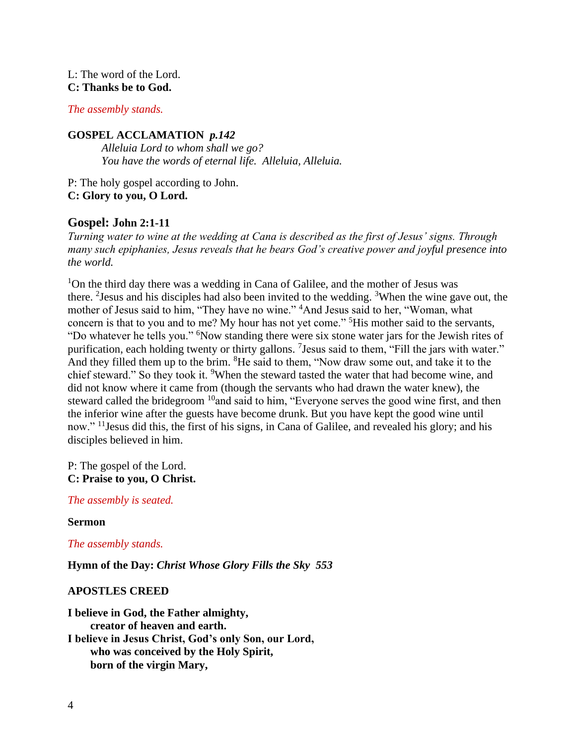L: The word of the Lord.
**C: Thanks be to God.**

*The assembly stands.*

**GOSPEL ACCLAMATION** ***p.142***

*Alleluia Lord to whom shall we go?*
*You have the words of eternal life. Alleluia, Alleluia.*

P: The holy gospel according to John.
**C: Glory to you, O Lord.**

## Gospel: John 2:1-11

*Turning water to wine at the wedding at Cana is described as the first of Jesus' signs. Through many such epiphanies, Jesus reveals that he bears God's creative power and joyful presence into the world.*

[1]On the third day there was a wedding in Cana of Galilee, and the mother of Jesus was there. [2]Jesus and his disciples had also been invited to the wedding. [3]When the wine gave out, the mother of Jesus said to him, "They have no wine." [4]And Jesus said to her, "Woman, what concern is that to you and to me? My hour has not yet come." [5]His mother said to the servants, "Do whatever he tells you." [6]Now standing there were six stone water jars for the Jewish rites of purification, each holding twenty or thirty gallons. [7]Jesus said to them, "Fill the jars with water." And they filled them up to the brim. [8]He said to them, "Now draw some out, and take it to the chief steward." So they took it. [9]When the steward tasted the water that had become wine, and did not know where it came from (though the servants who had drawn the water knew), the steward called the bridegroom [10]and said to him, "Everyone serves the good wine first, and then the inferior wine after the guests have become drunk. But you have kept the good wine until now." [11]Jesus did this, the first of his signs, in Cana of Galilee, and revealed his glory; and his disciples believed in him.

P: The gospel of the Lord.
**C: Praise to you, O Christ.**

*The assembly is seated.*

**Sermon**

*The assembly stands.*

**Hymn of the Day:** ***Christ Whose Glory Fills the Sky 553***

**APOSTLES CREED**

**I believe in God, the Father almighty,**
**creator of heaven and earth.**
**I believe in Jesus Christ, God's only Son, our Lord,**
**who was conceived by the Holy Spirit,**
**born of the virgin Mary,**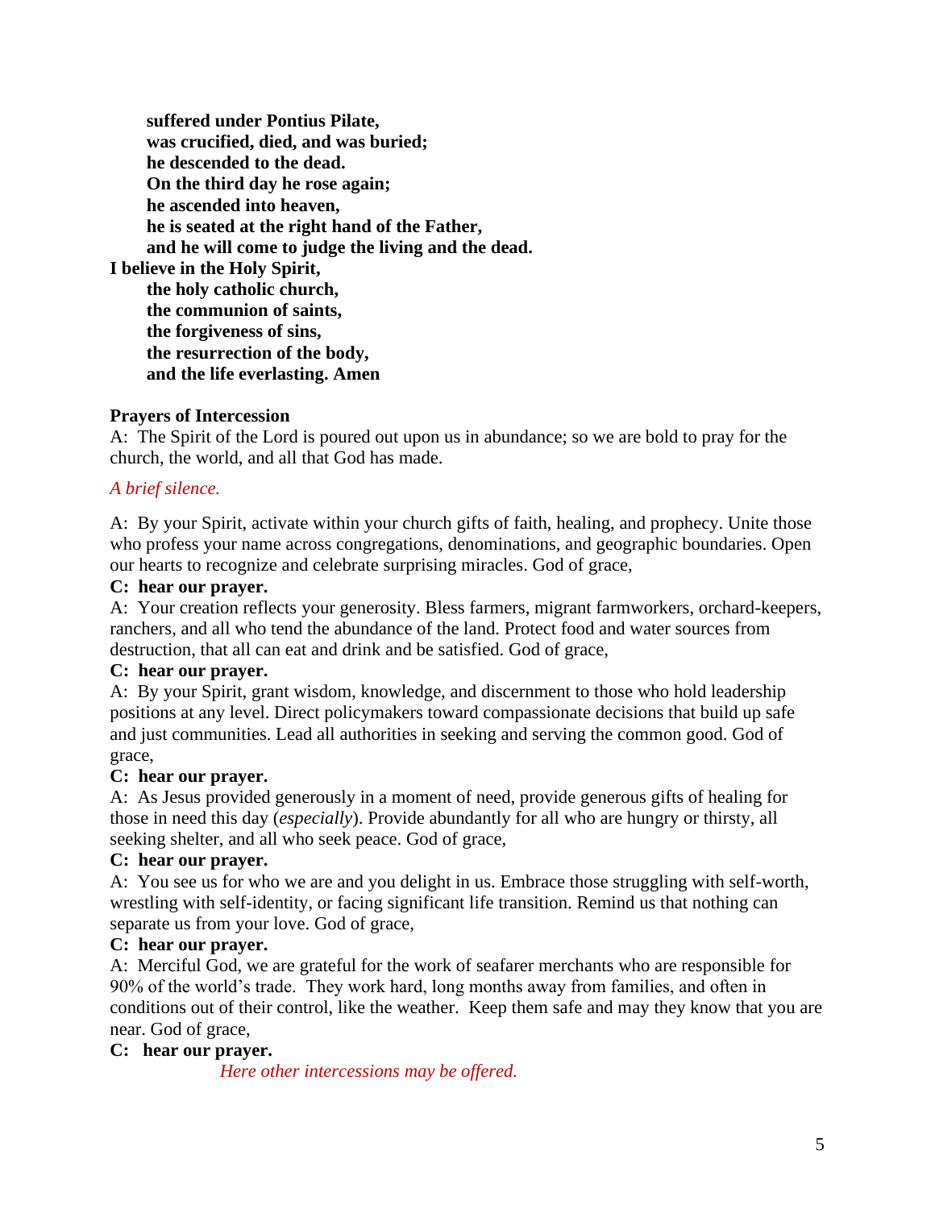**suffered under Pontius Pilate,**
**was crucified, died, and was buried;**
**he descended to the dead.**
**On the third day he rose again;**
**he ascended into heaven,**
**he is seated at the right hand of the Father,**
**and he will come to judge the living and the dead.**
**I believe in the Holy Spirit,**
**the holy catholic church,**
**the communion of saints,**
**the forgiveness of sins,**
**the resurrection of the body,**
**and the life everlasting. Amen**

**Prayers of Intercession**

A: The Spirit of the Lord is poured out upon us in abundance; so we are bold to pray for the church, the world, and all that God has made.

*A brief silence.*

A: By your Spirit, activate within your church gifts of faith, healing, and prophecy. Unite those who profess your name across congregations, denominations, and geographic boundaries. Open our hearts to recognize and celebrate surprising miracles. God of grace,

**C: hear our prayer.**

A: Your creation reflects your generosity. Bless farmers, migrant farmworkers, orchard-keepers, ranchers, and all who tend the abundance of the land. Protect food and water sources from destruction, that all can eat and drink and be satisfied. God of grace,

**C: hear our prayer.**

A: By your Spirit, grant wisdom, knowledge, and discernment to those who hold leadership positions at any level. Direct policymakers toward compassionate decisions that build up safe and just communities. Lead all authorities in seeking and serving the common good. God of grace,

**C: hear our prayer.**

A: As Jesus provided generously in a moment of need, provide generous gifts of healing for those in need this day (*especially*). Provide abundantly for all who are hungry or thirsty, all seeking shelter, and all who seek peace. God of grace,

**C: hear our prayer.**

A: You see us for who we are and you delight in us. Embrace those struggling with self-worth, wrestling with self-identity, or facing significant life transition. Remind us that nothing can separate us from your love. God of grace,

**C: hear our prayer.**

A: Merciful God, we are grateful for the work of seafarer merchants who are responsible for 90% of the world's trade. They work hard, long months away from families, and often in conditions out of their control, like the weather. Keep them safe and may they know that you are near. God of grace,

**C: hear our prayer.**

*Here other intercessions may be offered.*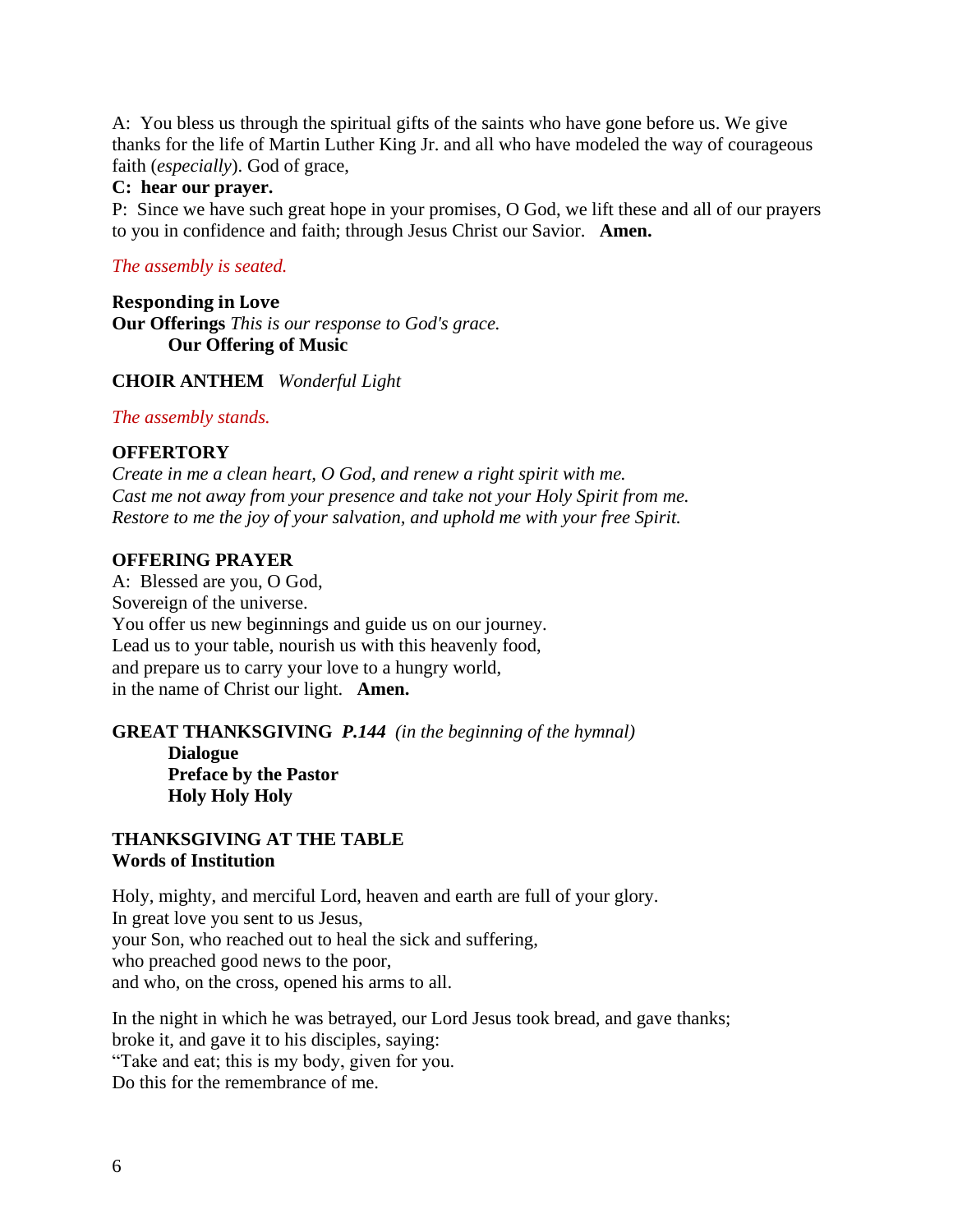A: You bless us through the spiritual gifts of the saints who have gone before us. We give thanks for the life of Martin Luther King Jr. and all who have modeled the way of courageous faith (*especially*). God of grace,

**C: hear our prayer.**

P: Since we have such great hope in your promises, O God, we lift these and all of our prayers to you in confidence and faith; through Jesus Christ our Savior. **Amen.**

*The assembly is seated.*

**Responding in Love**

**Our Offerings** *This is our response to God's grace.*

**Our Offering of Music**

**CHOIR ANTHEM** *Wonderful Light*

*The assembly stands.*

**OFFERTORY**

*Create in me a clean heart, O God, and renew a right spirit with me.*
*Cast me not away from your presence and take not your Holy Spirit from me.*
*Restore to me the joy of your salvation, and uphold me with your free Spirit.*

**OFFERING PRAYER**

A: Blessed are you, O God,
Sovereign of the universe.
You offer us new beginnings and guide us on our journey.
Lead us to your table, nourish us with this heavenly food,
and prepare us to carry your love to a hungry world,
in the name of Christ our light. **Amen.**

**GREAT THANKSGIVING** ***P.144*** *(in the beginning of the hymnal)*

**Dialogue**
**Preface by the Pastor**
**Holy Holy Holy**

**THANKSGIVING AT THE TABLE**

**Words of Institution**

Holy, mighty, and merciful Lord, heaven and earth are full of your glory.
In great love you sent to us Jesus,
your Son, who reached out to heal the sick and suffering,
who preached good news to the poor,
and who, on the cross, opened his arms to all.

In the night in which he was betrayed, our Lord Jesus took bread, and gave thanks;
broke it, and gave it to his disciples, saying:
"Take and eat; this is my body, given for you.
Do this for the remembrance of me.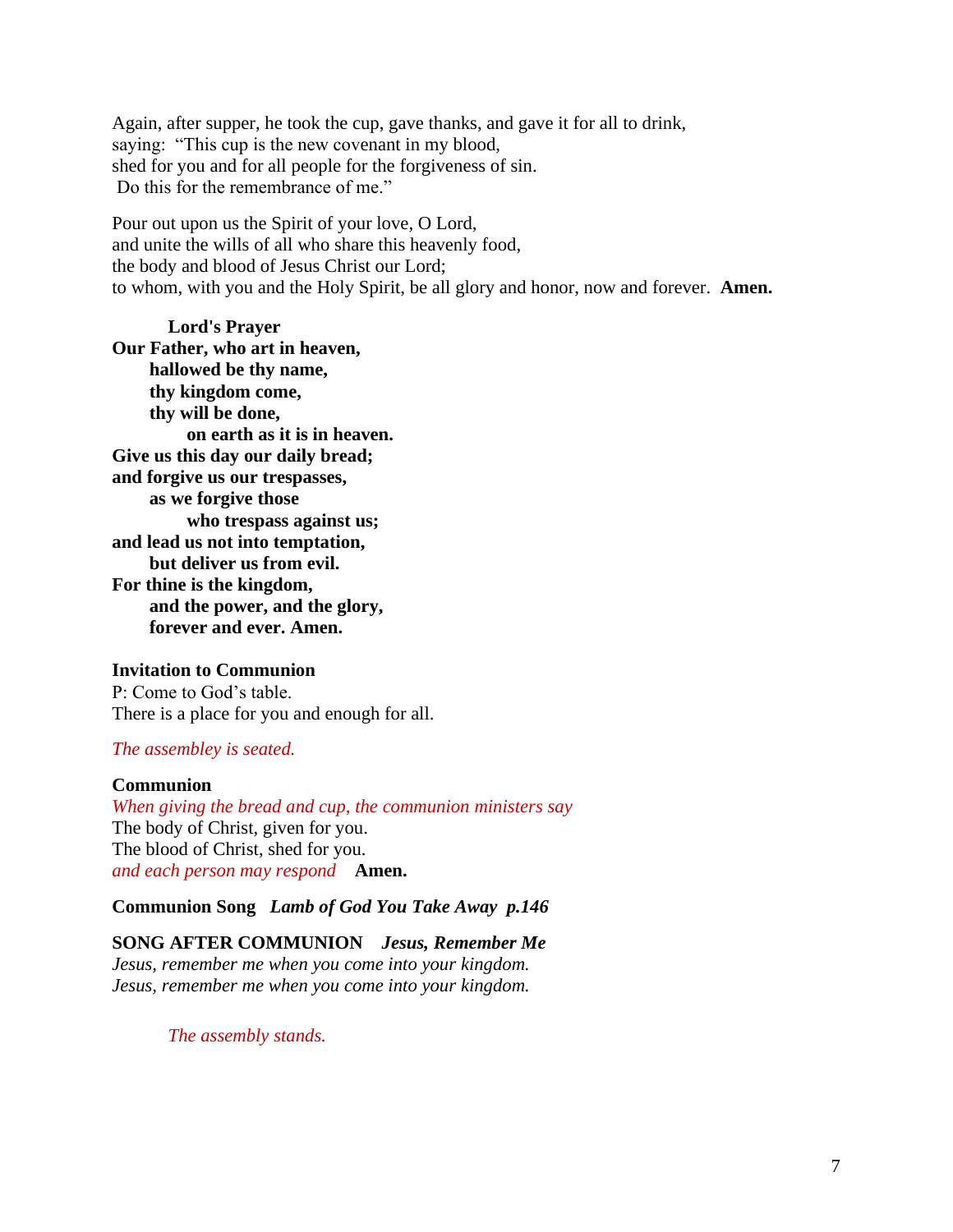Again, after supper, he took the cup, gave thanks, and gave it for all to drink,
saying: "This cup is the new covenant in my blood,
shed for you and for all people for the forgiveness of sin.
Do this for the remembrance of me."

Pour out upon us the Spirit of your love, O Lord,
and unite the wills of all who share this heavenly food,
the body and blood of Jesus Christ our Lord;
to whom, with you and the Holy Spirit, be all glory and honor, now and forever. **Amen.**

**Lord's Prayer**

**Our Father, who art in heaven,**
**hallowed be thy name,**
**thy kingdom come,**
**thy will be done,**
**on earth as it is in heaven.**
**Give us this day our daily bread;**
**and forgive us our trespasses,**
**as we forgive those**
**who trespass against us;**
**and lead us not into temptation,**
**but deliver us from evil.**
**For thine is the kingdom,**
**and the power, and the glory,**
**forever and ever. Amen.**

**Invitation to Communion**

P: Come to God's table.
There is a place for you and enough for all.

*The assembley is seated.*

**Communion**

*When giving the bread and cup, the communion ministers say*
The body of Christ, given for you.
The blood of Christ, shed for you.
*and each person may respond* **Amen.**

**Communion Song** ***Lamb of God You Take Away p.146***

**SONG AFTER COMMUNION** ***Jesus, Remember Me***

*Jesus, remember me when you come into your kingdom.*
*Jesus, remember me when you come into your kingdom.*

*The assembly stands.*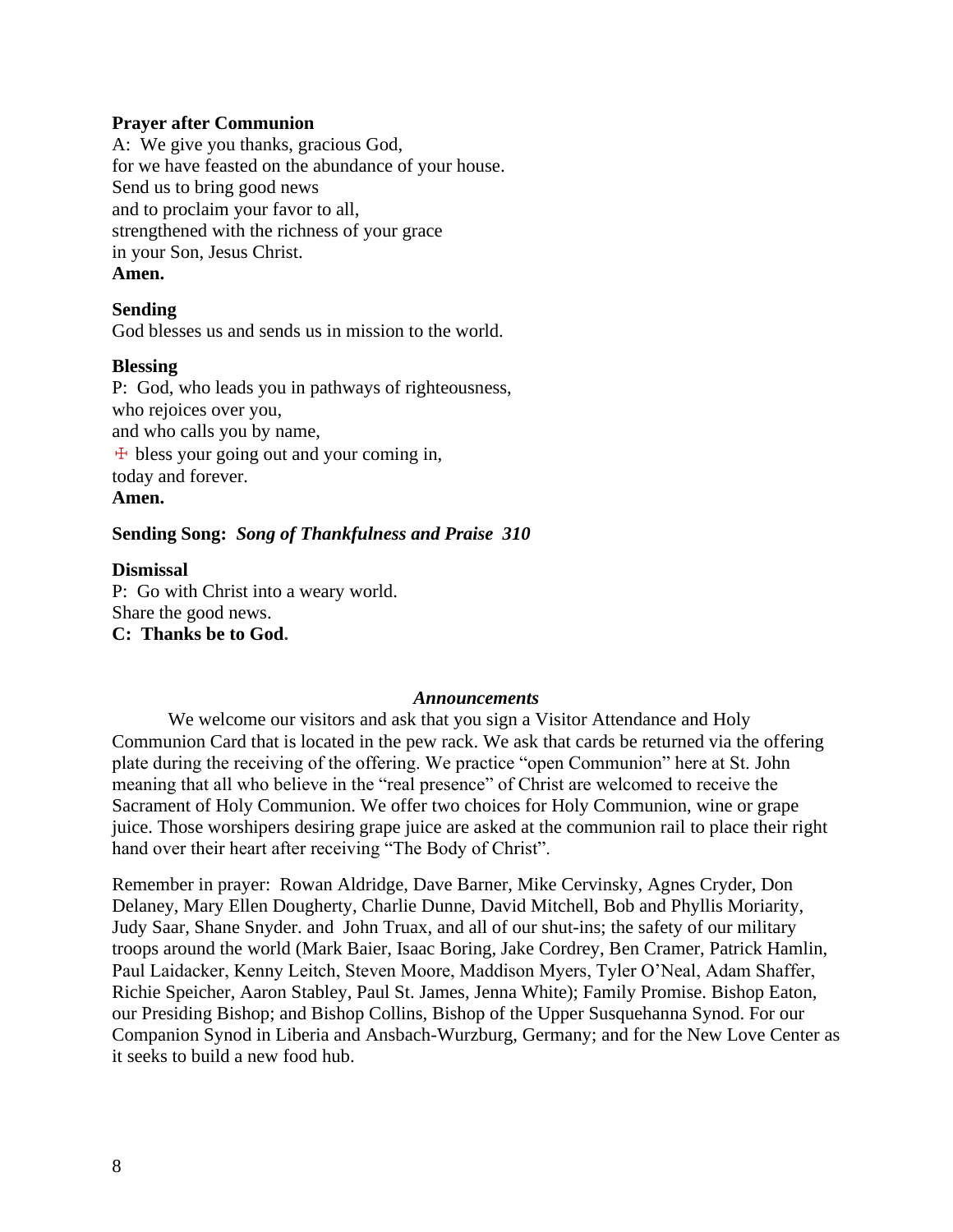**Prayer after Communion**

A: We give you thanks, gracious God,
for we have feasted on the abundance of your house.
Send us to bring good news
and to proclaim your favor to all,
strengthened with the richness of your grace
in your Son, Jesus Christ.
**Amen.**

**Sending**

God blesses us and sends us in mission to the world.

**Blessing**

P: God, who leads you in pathways of righteousness,
who rejoices over you,
and who calls you by name,
☩ bless your going out and your coming in,
today and forever.
**Amen.**

**Sending Song:** ***Song of Thankfulness and Praise 310***

**Dismissal**

P: Go with Christ into a weary world.
Share the good news.
**C: Thanks be to God.**

***Announcements***

We welcome our visitors and ask that you sign a Visitor Attendance and Holy Communion Card that is located in the pew rack. We ask that cards be returned via the offering plate during the receiving of the offering. We practice "open Communion" here at St. John meaning that all who believe in the "real presence" of Christ are welcomed to receive the Sacrament of Holy Communion. We offer two choices for Holy Communion, wine or grape juice. Those worshipers desiring grape juice are asked at the communion rail to place their right hand over their heart after receiving "The Body of Christ".

Remember in prayer: Rowan Aldridge, Dave Barner, Mike Cervinsky, Agnes Cryder, Don Delaney, Mary Ellen Dougherty, Charlie Dunne, David Mitchell, Bob and Phyllis Moriarity, Judy Saar, Shane Snyder. and John Truax, and all of our shut-ins; the safety of our military troops around the world (Mark Baier, Isaac Boring, Jake Cordrey, Ben Cramer, Patrick Hamlin, Paul Laidacker, Kenny Leitch, Steven Moore, Maddison Myers, Tyler O'Neal, Adam Shaffer, Richie Speicher, Aaron Stabley, Paul St. James, Jenna White); Family Promise. Bishop Eaton, our Presiding Bishop; and Bishop Collins, Bishop of the Upper Susquehanna Synod. For our Companion Synod in Liberia and Ansbach-Wurzburg, Germany; and for the New Love Center as it seeks to build a new food hub.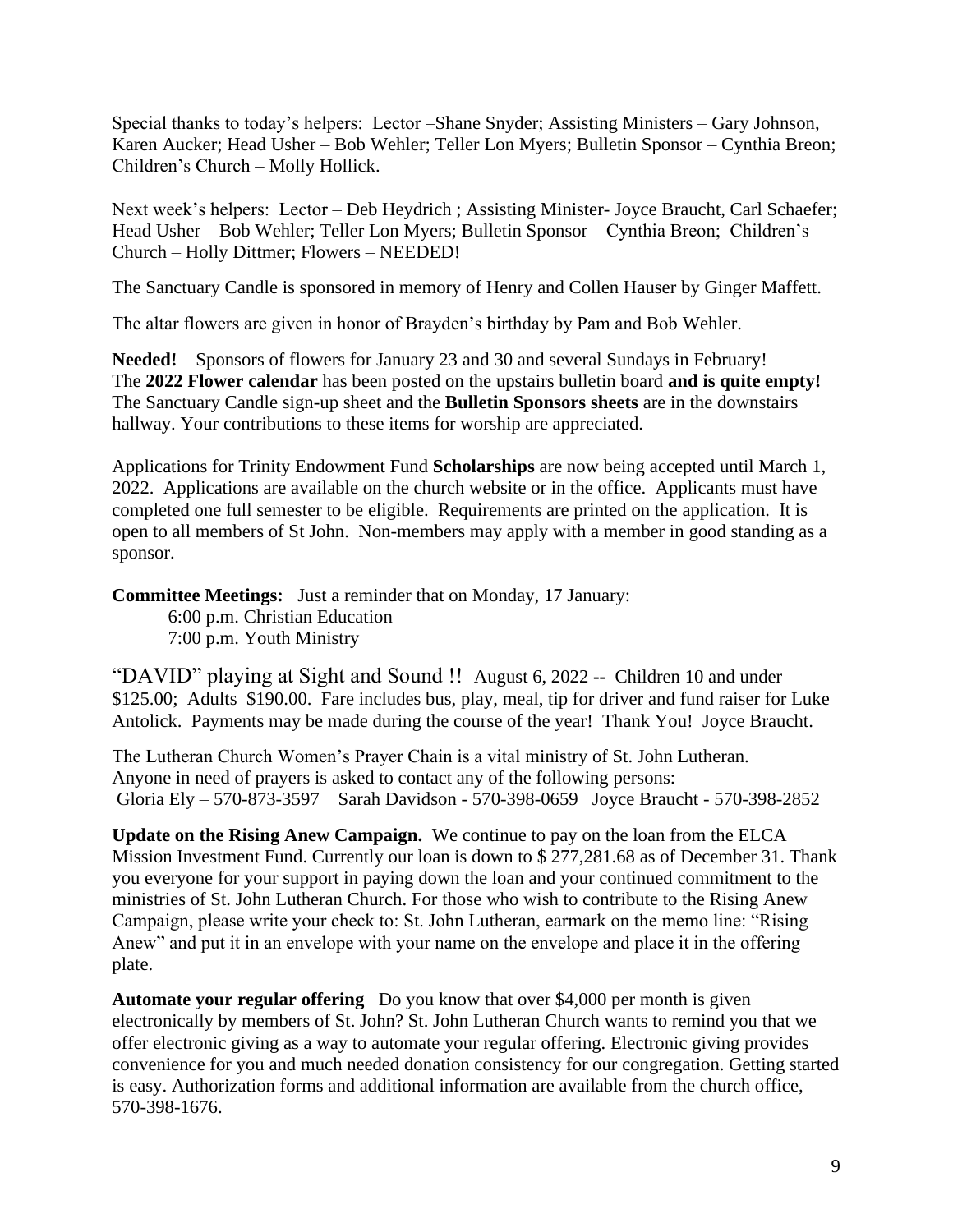Special thanks to today's helpers: Lector –Shane Snyder; Assisting Ministers – Gary Johnson, Karen Aucker; Head Usher – Bob Wehler; Teller Lon Myers; Bulletin Sponsor – Cynthia Breon; Children's Church – Molly Hollick.

Next week's helpers: Lector – Deb Heydrich ; Assisting Minister- Joyce Braucht, Carl Schaefer; Head Usher – Bob Wehler; Teller Lon Myers; Bulletin Sponsor – Cynthia Breon; Children's Church – Holly Dittmer; Flowers – NEEDED!

The Sanctuary Candle is sponsored in memory of Henry and Collen Hauser by Ginger Maffett.

The altar flowers are given in honor of Brayden's birthday by Pam and Bob Wehler.

**Needed!** – Sponsors of flowers for January 23 and 30 and several Sundays in February! The **2022 Flower calendar** has been posted on the upstairs bulletin board **and is quite empty!** The Sanctuary Candle sign-up sheet and the **Bulletin Sponsors sheets** are in the downstairs hallway. Your contributions to these items for worship are appreciated.

Applications for Trinity Endowment Fund **Scholarships** are now being accepted until March 1, 2022. Applications are available on the church website or in the office. Applicants must have completed one full semester to be eligible. Requirements are printed on the application. It is open to all members of St John. Non-members may apply with a member in good standing as a sponsor.

**Committee Meetings:** Just a reminder that on Monday, 17 January:

6:00 p.m. Christian Education
7:00 p.m. Youth Ministry

"DAVID" playing at Sight and Sound !! August 6, 2022 -- Children 10 and under \$125.00; Adults \$190.00. Fare includes bus, play, meal, tip for driver and fund raiser for Luke Antolick. Payments may be made during the course of the year! Thank You! Joyce Braucht.

The Lutheran Church Women's Prayer Chain is a vital ministry of St. John Lutheran. Anyone in need of prayers is asked to contact any of the following persons:
Gloria Ely – 570-873-3597 Sarah Davidson - 570-398-0659 Joyce Braucht - 570-398-2852

**Update on the Rising Anew Campaign.** We continue to pay on the loan from the ELCA Mission Investment Fund. Currently our loan is down to \$ 277,281.68 as of December 31. Thank you everyone for your support in paying down the loan and your continued commitment to the ministries of St. John Lutheran Church. For those who wish to contribute to the Rising Anew Campaign, please write your check to: St. John Lutheran, earmark on the memo line: "Rising Anew" and put it in an envelope with your name on the envelope and place it in the offering plate.

**Automate your regular offering** Do you know that over \$4,000 per month is given electronically by members of St. John? St. John Lutheran Church wants to remind you that we offer electronic giving as a way to automate your regular offering. Electronic giving provides convenience for you and much needed donation consistency for our congregation. Getting started is easy. Authorization forms and additional information are available from the church office, 570-398-1676.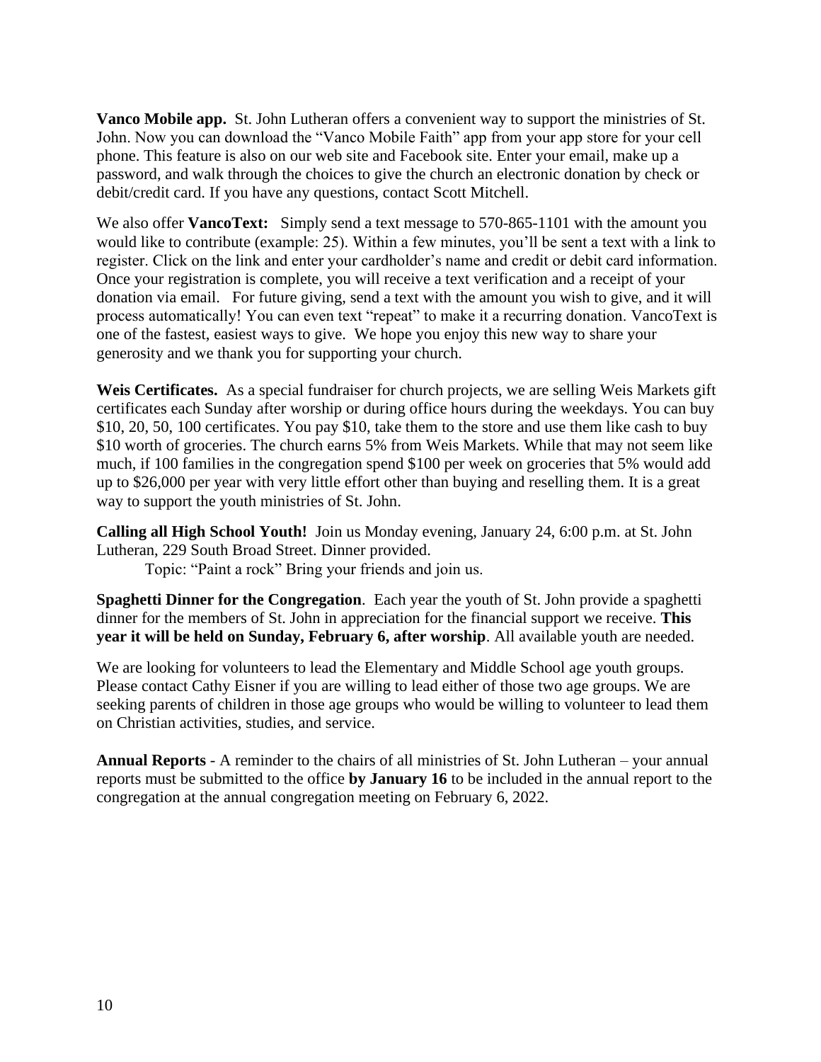**Vanco Mobile app.** St. John Lutheran offers a convenient way to support the ministries of St. John. Now you can download the "Vanco Mobile Faith" app from your app store for your cell phone. This feature is also on our web site and Facebook site. Enter your email, make up a password, and walk through the choices to give the church an electronic donation by check or debit/credit card. If you have any questions, contact Scott Mitchell.

We also offer **VancoText:** Simply send a text message to 570-865-1101 with the amount you would like to contribute (example: 25). Within a few minutes, you'll be sent a text with a link to register. Click on the link and enter your cardholder's name and credit or debit card information. Once your registration is complete, you will receive a text verification and a receipt of your donation via email. For future giving, send a text with the amount you wish to give, and it will process automatically! You can even text "repeat" to make it a recurring donation. VancoText is one of the fastest, easiest ways to give. We hope you enjoy this new way to share your generosity and we thank you for supporting your church.

**Weis Certificates.** As a special fundraiser for church projects, we are selling Weis Markets gift certificates each Sunday after worship or during office hours during the weekdays. You can buy \$10, 20, 50, 100 certificates. You pay \$10, take them to the store and use them like cash to buy \$10 worth of groceries. The church earns 5% from Weis Markets. While that may not seem like much, if 100 families in the congregation spend \$100 per week on groceries that 5% would add up to \$26,000 per year with very little effort other than buying and reselling them. It is a great way to support the youth ministries of St. John.

**Calling all High School Youth!** Join us Monday evening, January 24, 6:00 p.m. at St. John Lutheran, 229 South Broad Street. Dinner provided.

Topic: "Paint a rock" Bring your friends and join us.

**Spaghetti Dinner for the Congregation**. Each year the youth of St. John provide a spaghetti dinner for the members of St. John in appreciation for the financial support we receive. **This year it will be held on Sunday, February 6, after worship**. All available youth are needed.

We are looking for volunteers to lead the Elementary and Middle School age youth groups. Please contact Cathy Eisner if you are willing to lead either of those two age groups. We are seeking parents of children in those age groups who would be willing to volunteer to lead them on Christian activities, studies, and service.

**Annual Reports** - A reminder to the chairs of all ministries of St. John Lutheran – your annual reports must be submitted to the office **by January 16** to be included in the annual report to the congregation at the annual congregation meeting on February 6, 2022.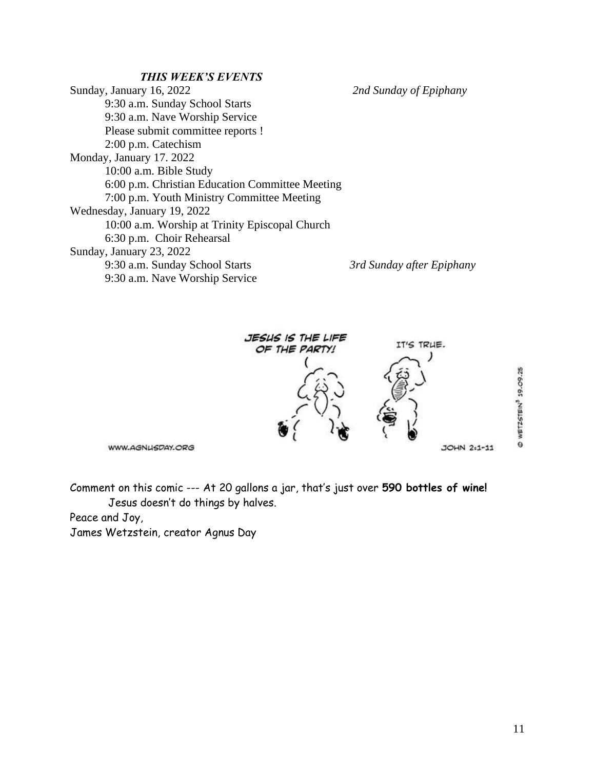### *THIS WEEK'S EVENTS*

Sunday, January 16, 2022 *2nd Sunday of Epiphany*

- 9:30 a.m. Sunday School Starts
- 9:30 a.m. Nave Worship Service
- Please submit committee reports !
- 2:00 p.m. Catechism

Monday, January 17. 2022

- 10:00 a.m. Bible Study
- 6:00 p.m. Christian Education Committee Meeting
- 7:00 p.m. Youth Ministry Committee Meeting

Wednesday, January 19, 2022

- 10:00 a.m. Worship at Trinity Episcopal Church
- 6:30 p.m. Choir Rehearsal

Sunday, January 23, 2022

- 9:30 a.m. Sunday School Starts *3rd Sunday after Epiphany*
- 9:30 a.m. Nave Worship Service

JESUS IS THE LIFE OF THE PARTY!

IT'S TRUE.

WWW.AGNUSDAY.ORG

JOHN 2:1-11

© WETZSTEIN[3] 19.09.25

Comment on this comic --- At 20 gallons a jar, that's just over **590 bottles of wine!** Jesus doesn't do things by halves.

Peace and Joy,

James Wetzstein, creator Agnus Day